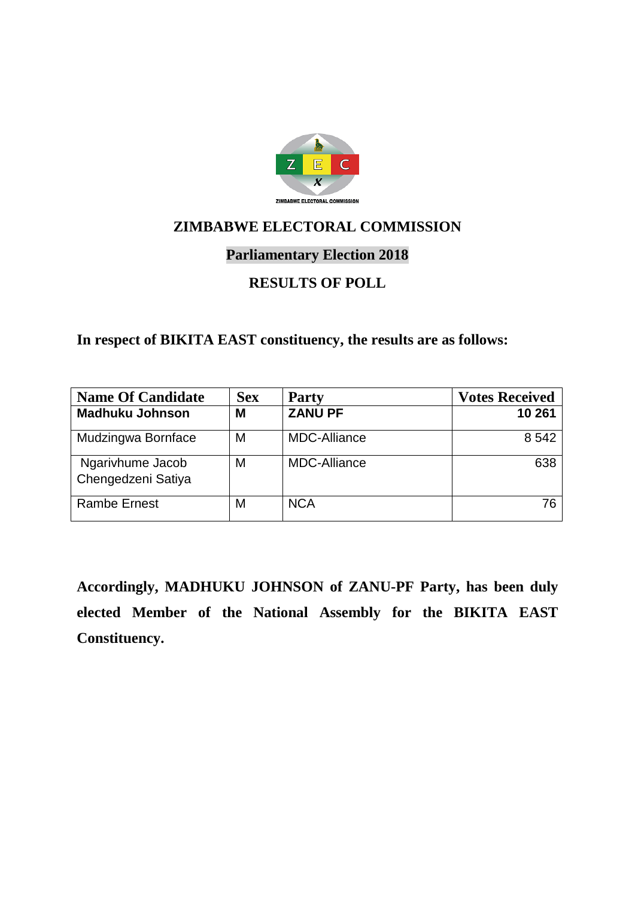# ZIMBABWE ELECTORAL COMMISSION

## Parliamentary Election 2018

## RESULTS OF POLL

**In respect of BIKITA EAST constituency, the results are as follows:**

| Name Of Candidate | Sex | Party | Votes Received |
|---|---|---|---|
| **Madhuku Johnson** | **M** | **ZANU PF** | **10 261** |
| Mudzingwa Bornface | M | MDC-Alliance | 8 542 |
| Ngarivhume Jacob Chengedzeni Satiya | M | MDC-Alliance | 638 |
| Rambe Ernest | M | NCA | 76 |

**Accordingly, MADHUKU JOHNSON of ZANU-PF Party, has been duly elected Member of the National Assembly for the BIKITA EAST Constituency.**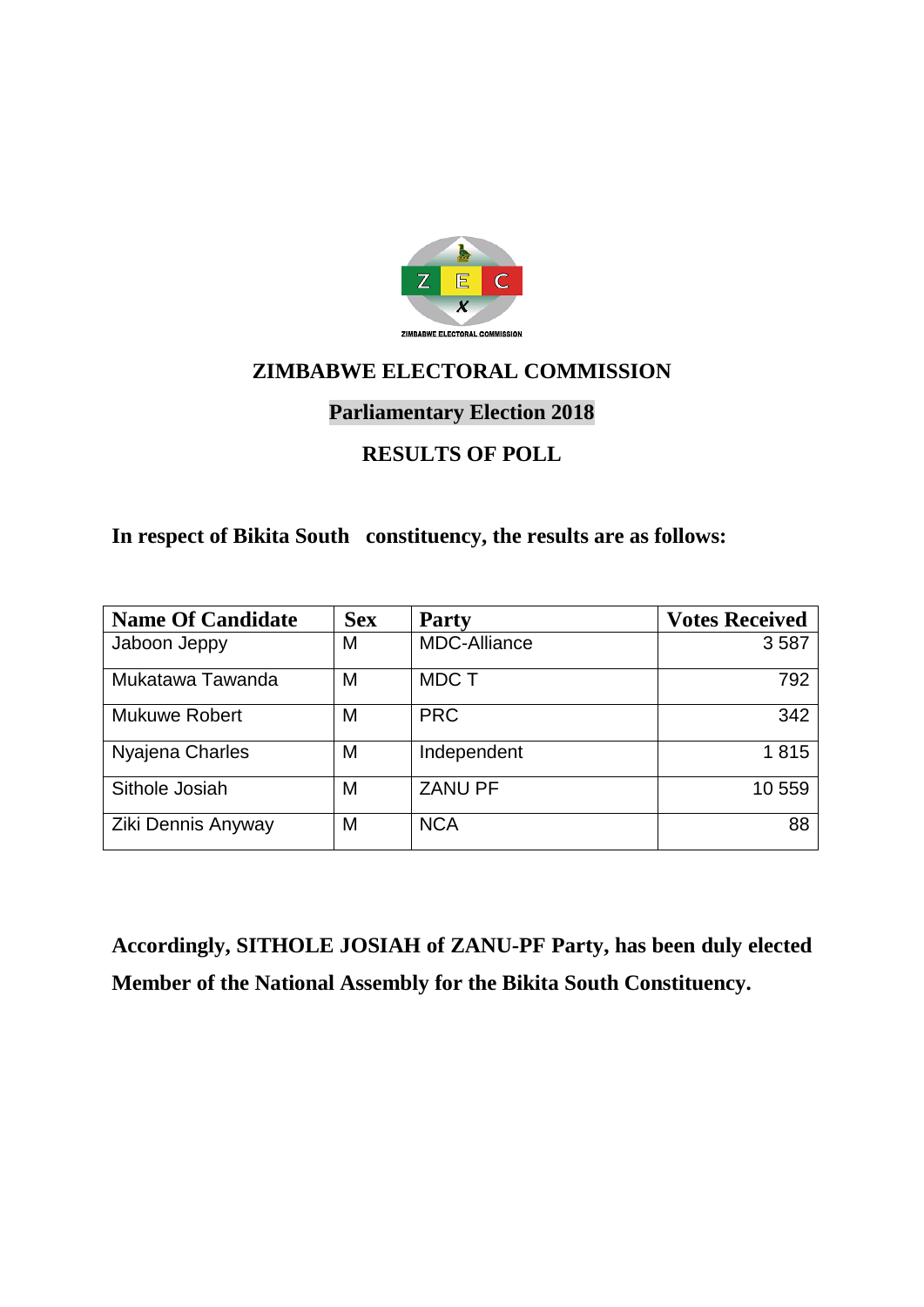# ZIMBABWE ELECTORAL COMMISSION

## Parliamentary Election 2018

## RESULTS OF POLL

**In respect of Bikita South constituency, the results are as follows:**

| Name Of Candidate | Sex | Party | Votes Received |
|---|---|---|---|
| Jaboon Jeppy | M | MDC-Alliance | 3 587 |
| Mukatawa Tawanda | M | MDC T | 792 |
| Mukuwe Robert | M | PRC | 342 |
| Nyajena Charles | M | Independent | 1 815 |
| Sithole Josiah | M | ZANU PF | 10 559 |
| Ziki Dennis Anyway | M | NCA | 88 |

**Accordingly, SITHOLE JOSIAH of ZANU-PF Party, has been duly elected Member of the National Assembly for the Bikita South Constituency.**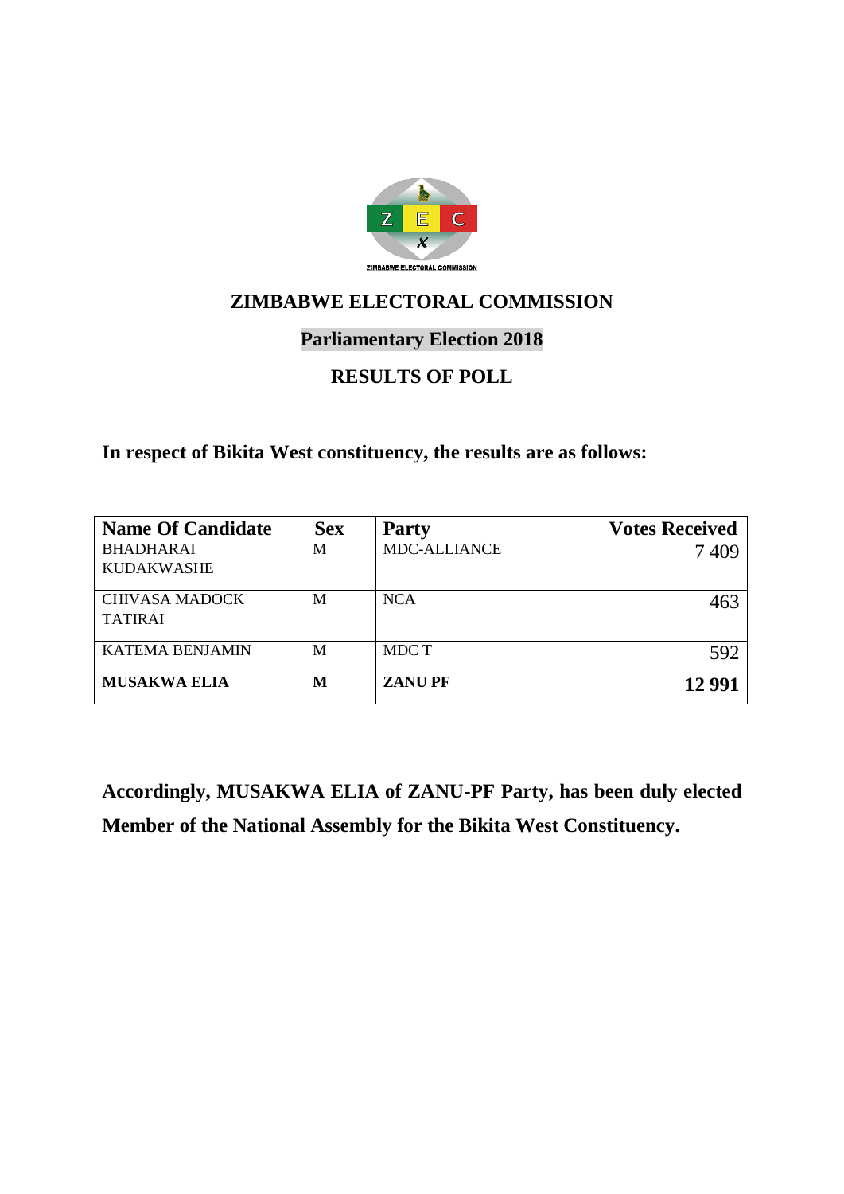## ZIMBABWE ELECTORAL COMMISSION

### Parliamentary Election 2018

### RESULTS OF POLL

**In respect of Bikita West constituency, the results are as follows:**

| Name Of Candidate | Sex | Party | Votes Received |
|---|---|---|---|
| BHADHARAI KUDAKWASHE | M | MDC-ALLIANCE | 7 409 |
| CHIVASA MADOCK TATIRAI | M | NCA | 463 |
| KATEMA BENJAMIN | M | MDC T | 592 |
| **MUSAKWA ELIA** | **M** | **ZANU PF** | **12 991** |

**Accordingly, MUSAKWA ELIA of ZANU-PF Party, has been duly elected Member of the National Assembly for the Bikita West Constituency.**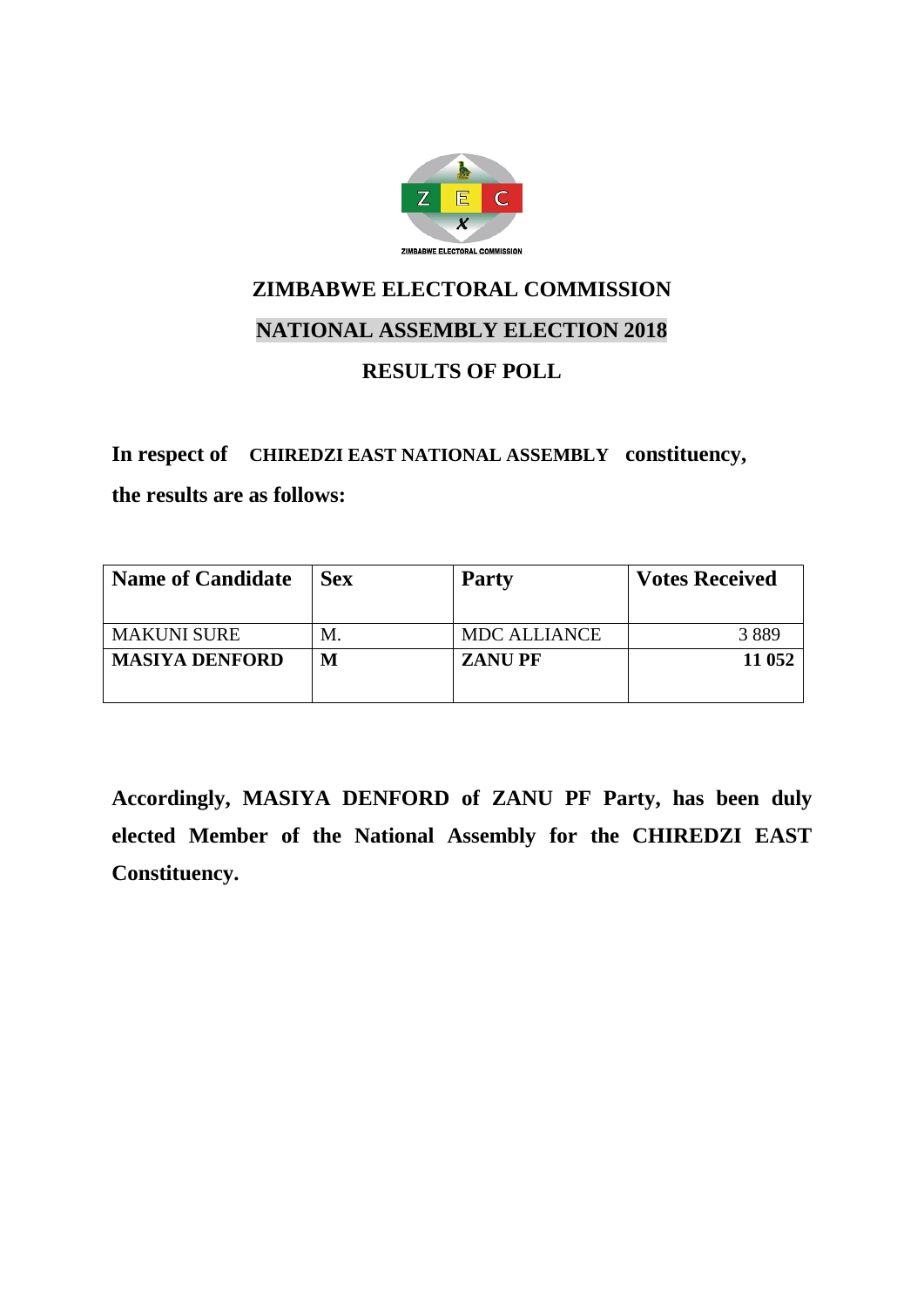# ZIMBABWE ELECTORAL COMMISSION

## NATIONAL ASSEMBLY ELECTION 2018

## RESULTS OF POLL

**In respect of CHIREDZI EAST NATIONAL ASSEMBLY constituency, the results are as follows:**

| Name of Candidate | Sex | Party | Votes Received |
|---|---|---|---|
| MAKUNI SURE | M. | MDC ALLIANCE | 3 889 |
| **MASIYA DENFORD** | **M** | **ZANU PF** | **11 052** |

**Accordingly, MASIYA DENFORD of ZANU PF Party, has been duly elected Member of the National Assembly for the CHIREDZI EAST Constituency.**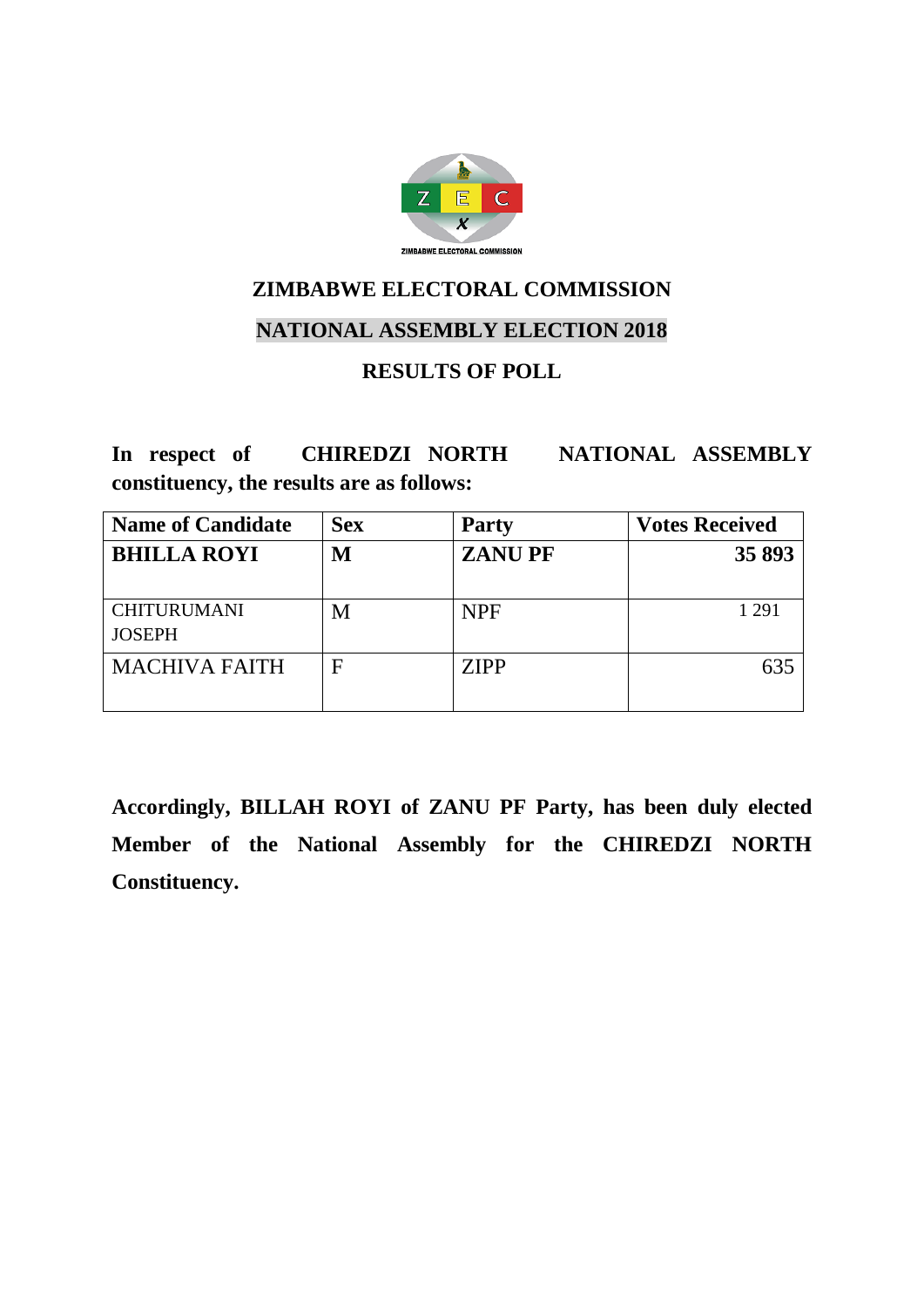ZIMBABWE ELECTORAL COMMISSION

# ZIMBABWE ELECTORAL COMMISSION

## NATIONAL ASSEMBLY ELECTION 2018

## RESULTS OF POLL

**In respect of CHIREDZI NORTH NATIONAL ASSEMBLY constituency, the results are as follows:**

| Name of Candidate | Sex | Party | Votes Received |
|---|---|---|---|
| **BHILLA ROYI** | **M** | **ZANU PF** | **35 893** |
| CHITURUMANI JOSEPH | M | NPF | 1 291 |
| MACHIVA FAITH | F | ZIPP | 635 |

**Accordingly, BILLAH ROYI of ZANU PF Party, has been duly elected Member of the National Assembly for the CHIREDZI NORTH Constituency.**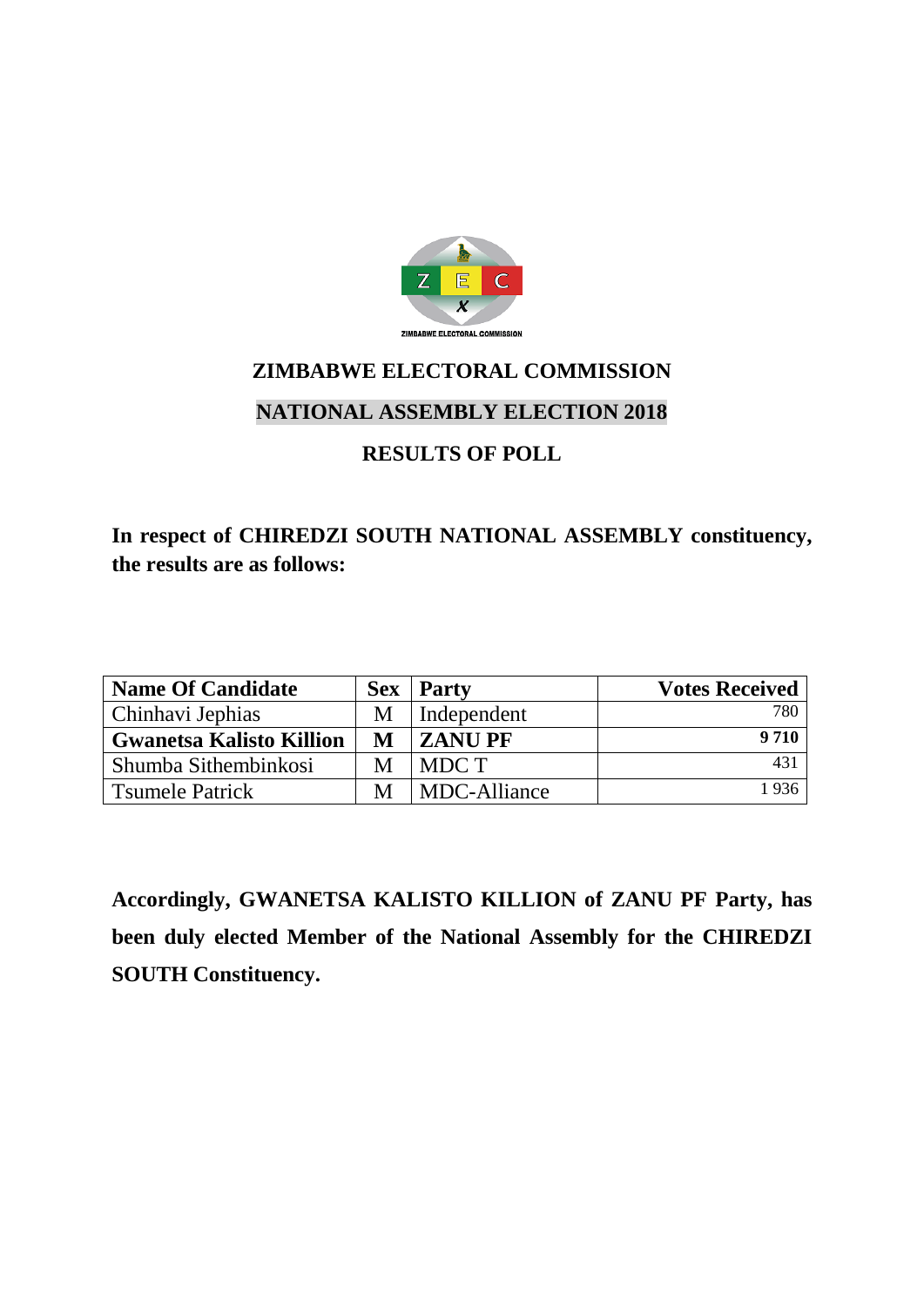# ZIMBABWE ELECTORAL COMMISSION

## NATIONAL ASSEMBLY ELECTION 2018

## RESULTS OF POLL

**In respect of CHIREDZI SOUTH NATIONAL ASSEMBLY constituency, the results are as follows:**

| Name Of Candidate | Sex | Party | Votes Received |
|---|---|---|---|
| Chinhavi Jephias | M | Independent | 780 |
| **Gwanetsa Kalisto Killion** | **M** | **ZANU PF** | **9 710** |
| Shumba Sithembinkosi | M | MDC T | 431 |
| Tsumele Patrick | M | MDC-Alliance | 1 936 |

**Accordingly, GWANETSA KALISTO KILLION of ZANU PF Party, has been duly elected Member of the National Assembly for the CHIREDZI SOUTH Constituency.**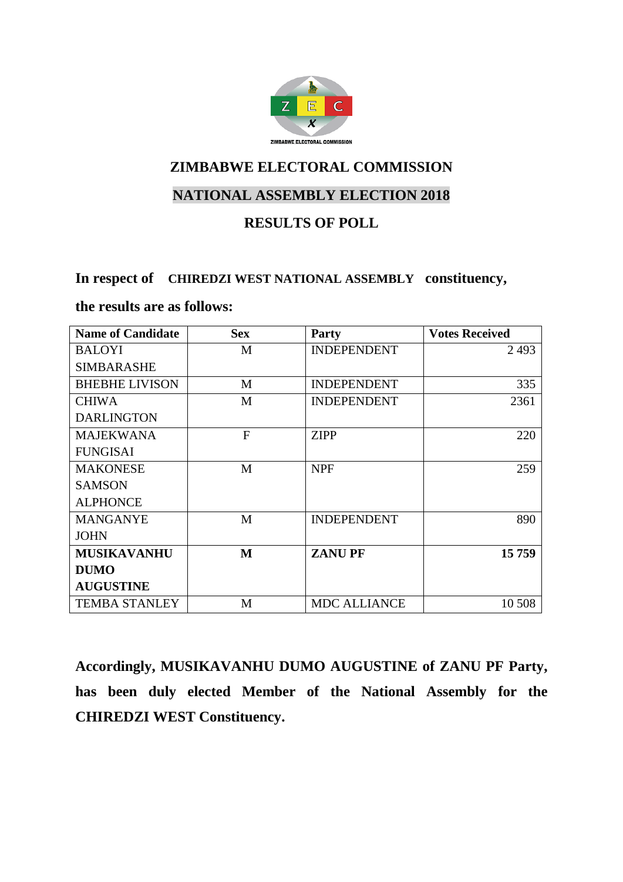# ZIMBABWE ELECTORAL COMMISSION

## NATIONAL ASSEMBLY ELECTION 2018

## RESULTS OF POLL

**In respect of CHIREDZI WEST NATIONAL ASSEMBLY constituency,**

**the results are as follows:**

| Name of Candidate | Sex | Party | Votes Received |
|---|---|---|---|
| BALOYI SIMBARASHE | M | INDEPENDENT | 2 493 |
| BHEBHE LIVISON | M | INDEPENDENT | 335 |
| CHIWA DARLINGTON | M | INDEPENDENT | 2361 |
| MAJEKWANA FUNGISAI | F | ZIPP | 220 |
| MAKONESE SAMSON ALPHONCE | M | NPF | 259 |
| MANGANYE JOHN | M | INDEPENDENT | 890 |
| **MUSIKAVANHU DUMO AUGUSTINE** | **M** | **ZANU PF** | **15 759** |
| TEMBA STANLEY | M | MDC ALLIANCE | 10 508 |

**Accordingly, MUSIKAVANHU DUMO AUGUSTINE of ZANU PF Party, has been duly elected Member of the National Assembly for the CHIREDZI WEST Constituency.**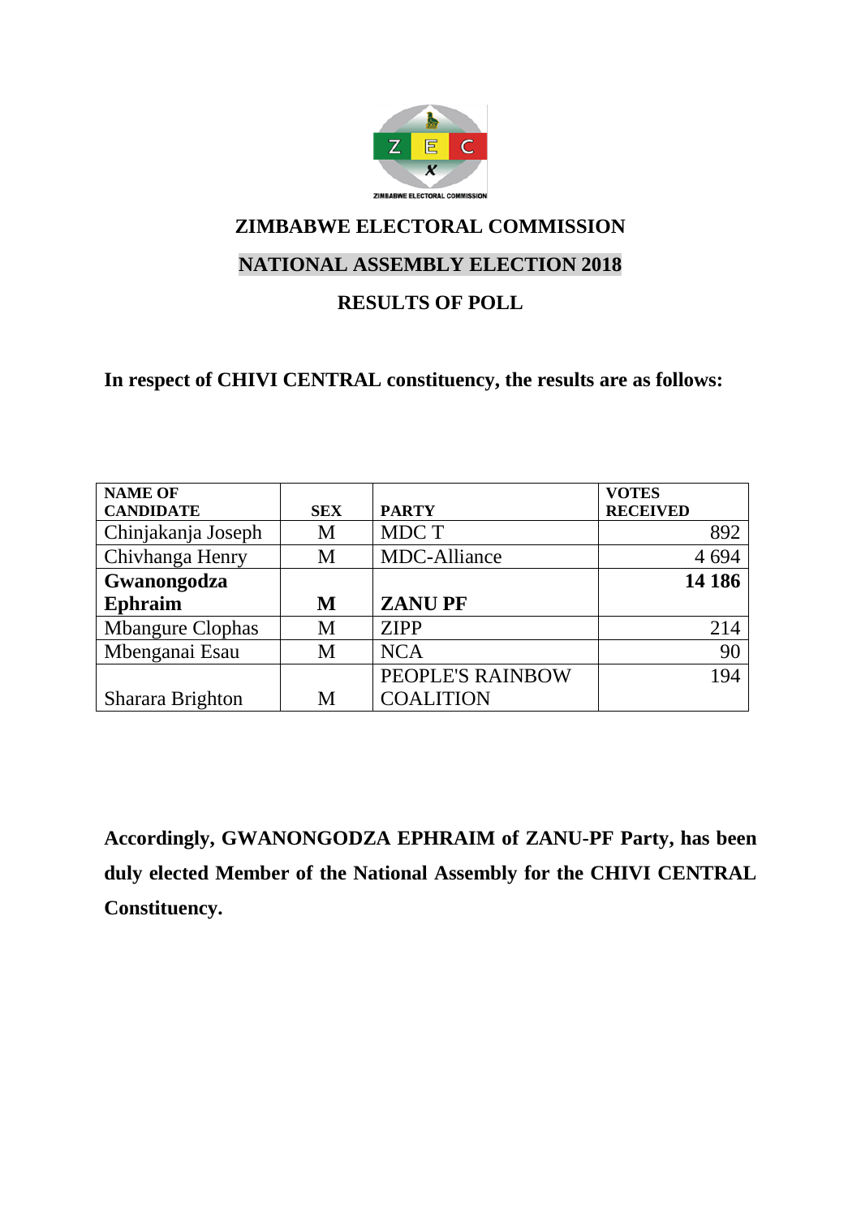# ZIMBABWE ELECTORAL COMMISSION

## NATIONAL ASSEMBLY ELECTION 2018

## RESULTS OF POLL

**In respect of CHIVI CENTRAL constituency, the results are as follows:**

| NAME OF CANDIDATE | SEX | PARTY | VOTES RECEIVED |
|---|---|---|---|
| Chinjakanja Joseph | M | MDC T | 892 |
| Chivhanga Henry | M | MDC-Alliance | 4 694 |
| **Gwanongodza Ephraim** | **M** | **ZANU PF** | **14 186** |
| Mbangure Clophas | M | ZIPP | 214 |
| Mbenganai Esau | M | NCA | 90 |
| Sharara Brighton | M | PEOPLE'S RAINBOW COALITION | 194 |

**Accordingly, GWANONGODZA EPHRAIM of ZANU-PF Party, has been duly elected Member of the National Assembly for the CHIVI CENTRAL Constituency.**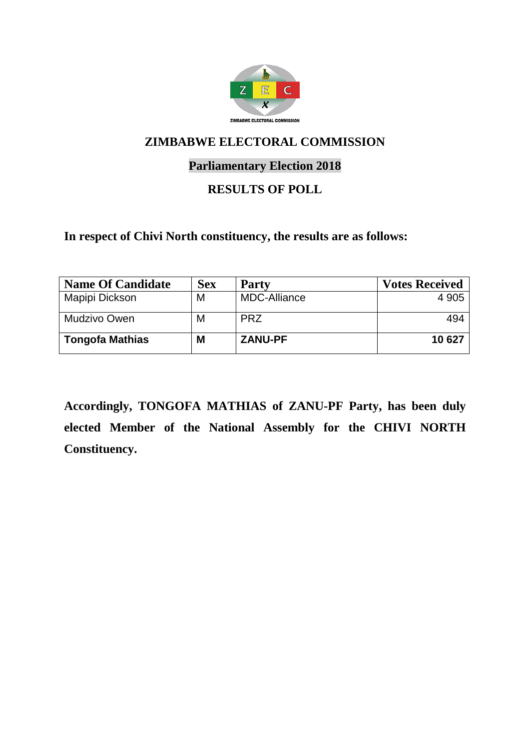# ZIMBABWE ELECTORAL COMMISSION

## Parliamentary Election 2018

## RESULTS OF POLL

**In respect of Chivi North constituency, the results are as follows:**

| Name Of Candidate | Sex | Party | Votes Received |
|---|---|---|---|
| Mapipi Dickson | M | MDC-Alliance | 4 905 |
| Mudzivo Owen | M | PRZ | 494 |
| **Tongofa Mathias** | **M** | **ZANU-PF** | **10 627** |

**Accordingly, TONGOFA MATHIAS of ZANU-PF Party, has been duly elected Member of the National Assembly for the CHIVI NORTH Constituency.**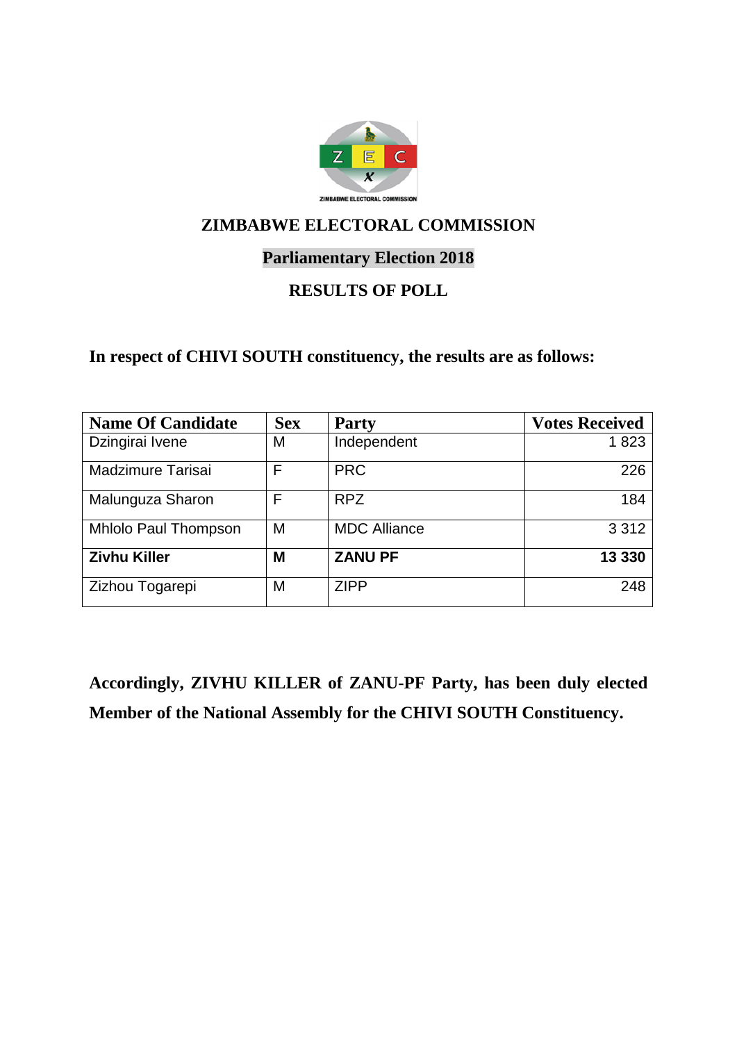# ZIMBABWE ELECTORAL COMMISSION

## Parliamentary Election 2018

## RESULTS OF POLL

**In respect of CHIVI SOUTH constituency, the results are as follows:**

| Name Of Candidate | Sex | Party | Votes Received |
|---|---|---|---|
| Dzingirai Ivene | M | Independent | 1 823 |
| Madzimure Tarisai | F | PRC | 226 |
| Malunguza Sharon | F | RPZ | 184 |
| Mhlolo Paul Thompson | M | MDC Alliance | 3 312 |
| **Zivhu Killer** | **M** | **ZANU PF** | **13 330** |
| Zizhou Togarepi | M | ZIPP | 248 |

**Accordingly, ZIVHU KILLER of ZANU-PF Party, has been duly elected Member of the National Assembly for the CHIVI SOUTH Constituency.**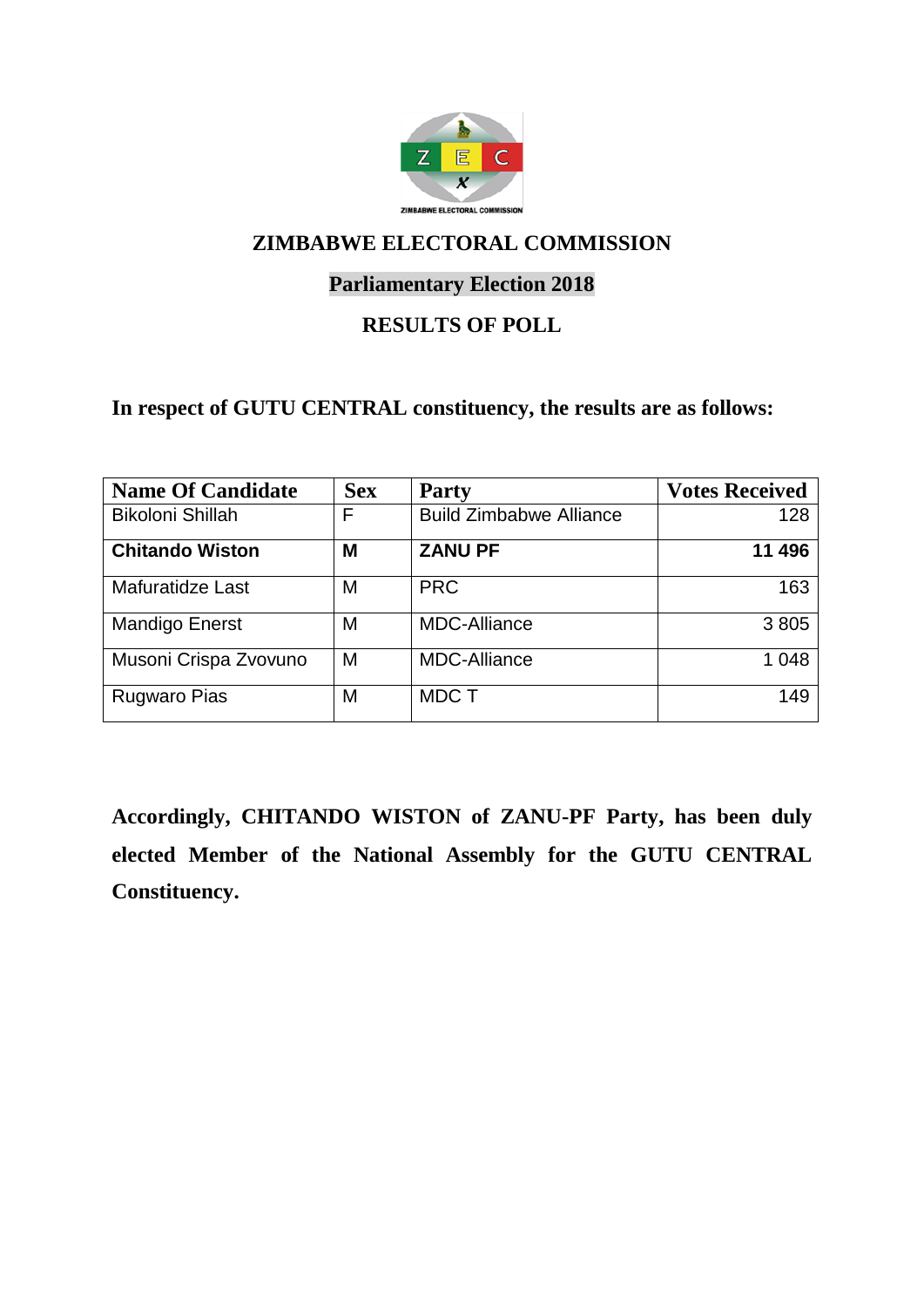# ZIMBABWE ELECTORAL COMMISSION

## Parliamentary Election 2018

## RESULTS OF POLL

**In respect of GUTU CENTRAL constituency, the results are as follows:**

| Name Of Candidate | Sex | Party | Votes Received |
|---|---|---|---|
| Bikoloni Shillah | F | Build Zimbabwe Alliance | 128 |
| **Chitando Wiston** | **M** | **ZANU PF** | **11 496** |
| Mafuratidze Last | M | PRC | 163 |
| Mandigo Enerst | M | MDC-Alliance | 3 805 |
| Musoni Crispa Zvovuno | M | MDC-Alliance | 1 048 |
| Rugwaro Pias | M | MDC T | 149 |

**Accordingly, CHITANDO WISTON of ZANU-PF Party, has been duly elected Member of the National Assembly for the GUTU CENTRAL Constituency.**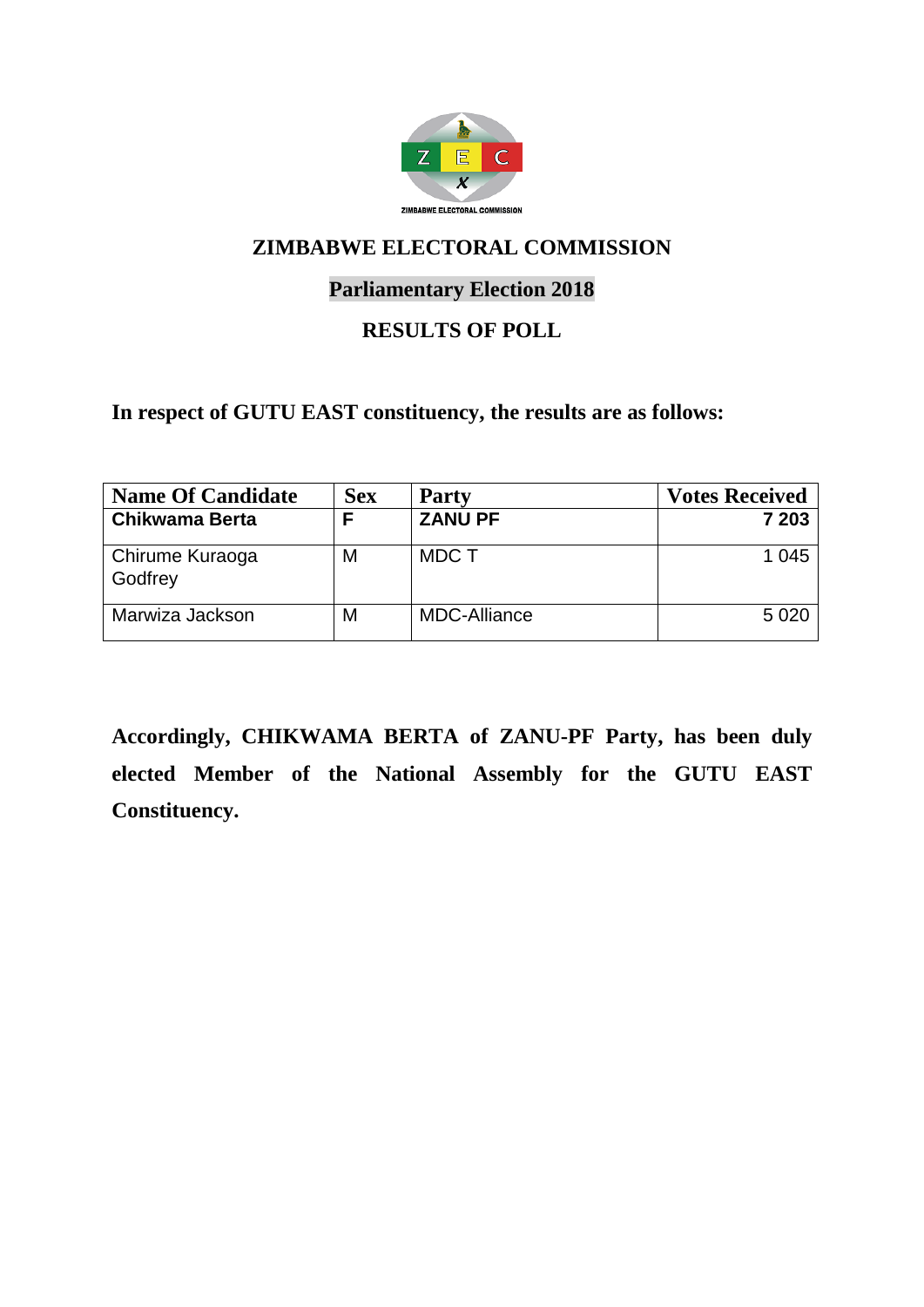# ZIMBABWE ELECTORAL COMMISSION

## Parliamentary Election 2018

## RESULTS OF POLL

**In respect of GUTU EAST constituency, the results are as follows:**

| Name Of Candidate | Sex | Party | Votes Received |
|---|---|---|---|
| **Chikwama Berta** | **F** | **ZANU PF** | **7 203** |
| Chirume Kuraoga Godfrey | M | MDC T | 1 045 |
| Marwiza Jackson | M | MDC-Alliance | 5 020 |

**Accordingly, CHIKWAMA BERTA of ZANU-PF Party, has been duly elected Member of the National Assembly for the GUTU EAST Constituency.**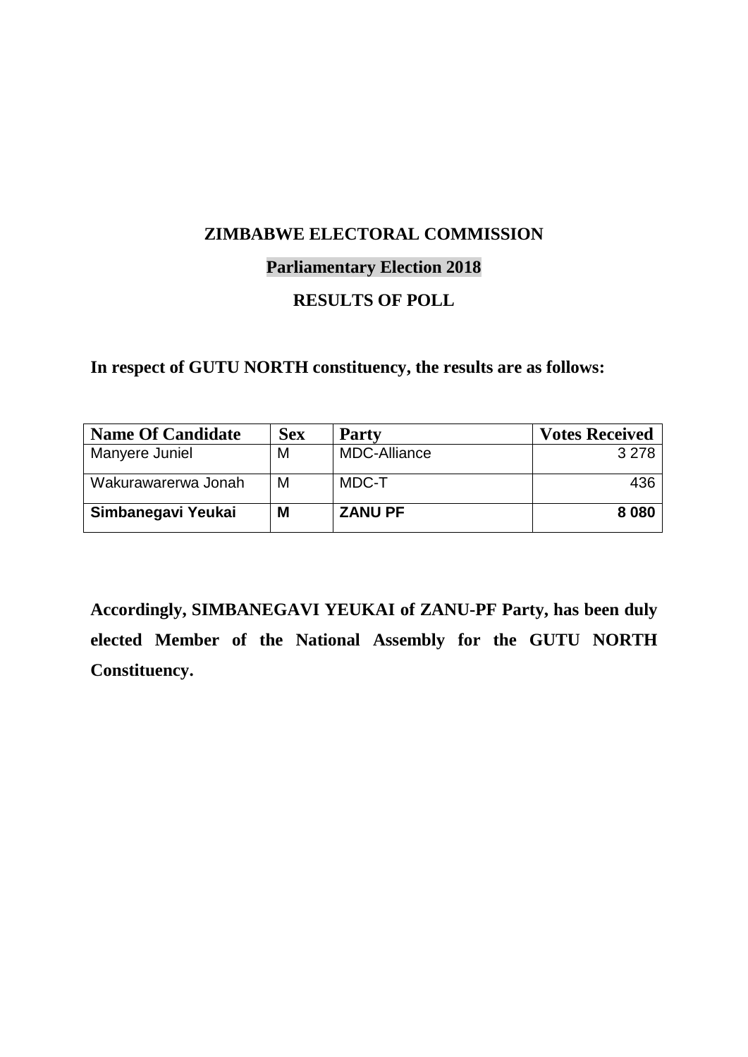**ZIMBABWE ELECTORAL COMMISSION**

**Parliamentary Election 2018**

**RESULTS OF POLL**

**In respect of GUTU NORTH constituency, the results are as follows:**

| Name Of Candidate | Sex | Party | Votes Received |
|---|---|---|---|
| Manyere Juniel | M | MDC-Alliance | 3 278 |
| Wakurawarerwa Jonah | M | MDC-T | 436 |
| **Simbanegavi Yeukai** | **M** | **ZANU PF** | **8 080** |

**Accordingly, SIMBANEGAVI YEUKAI of ZANU-PF Party, has been duly elected Member of the National Assembly for the GUTU NORTH Constituency.**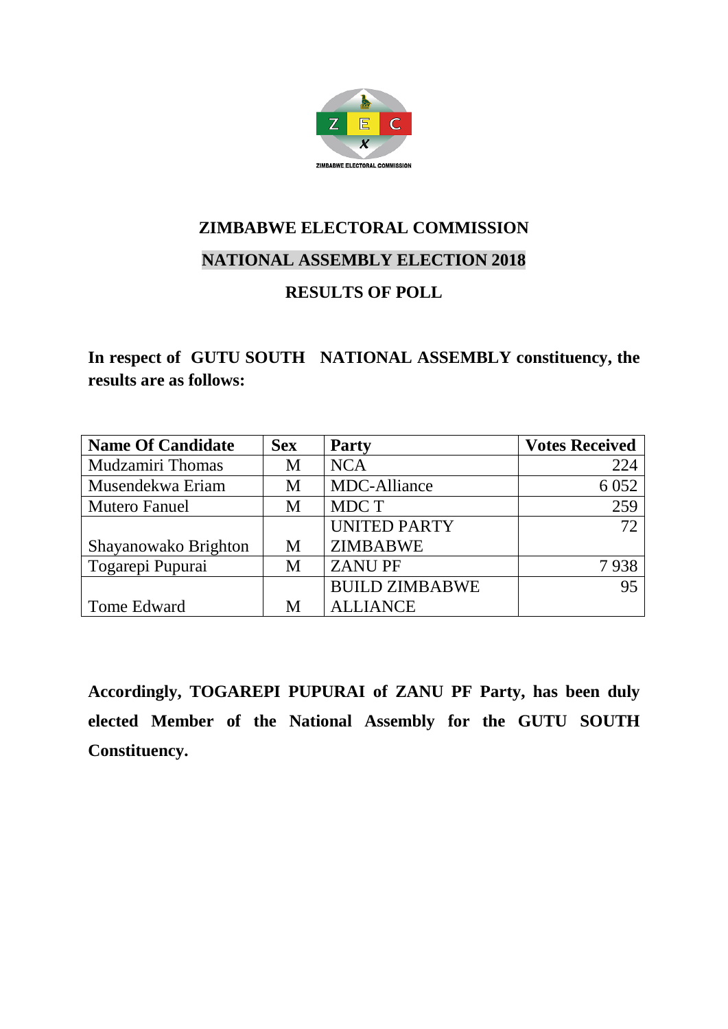# ZIMBABWE ELECTORAL COMMISSION

## NATIONAL ASSEMBLY ELECTION 2018

## RESULTS OF POLL

**In respect of GUTU SOUTH NATIONAL ASSEMBLY constituency, the results are as follows:**

| Name Of Candidate | Sex | Party | Votes Received |
|---|---|---|---|
| Mudzamiri Thomas | M | NCA | 224 |
| Musendekwa Eriam | M | MDC-Alliance | 6 052 |
| Mutero Fanuel | M | MDC T | 259 |
| Shayanowako Brighton | M | UNITED PARTY ZIMBABWE | 72 |
| Togarepi Pupurai | M | ZANU PF | 7 938 |
| Tome Edward | M | BUILD ZIMBABWE ALLIANCE | 95 |

**Accordingly, TOGAREPI PUPURAI of ZANU PF Party, has been duly elected Member of the National Assembly for the GUTU SOUTH Constituency.**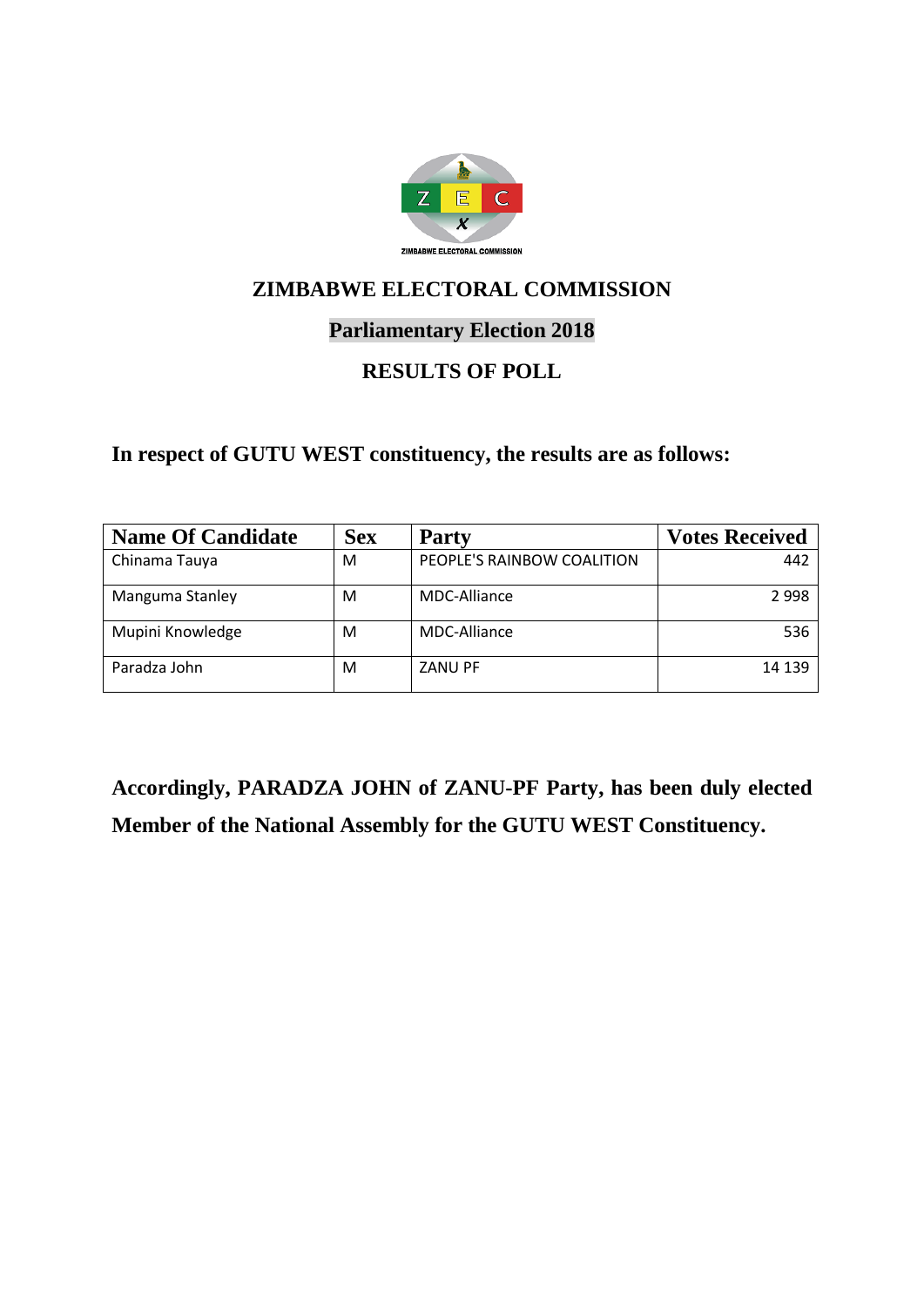# ZIMBABWE ELECTORAL COMMISSION

## Parliamentary Election 2018

## RESULTS OF POLL

**In respect of GUTU WEST constituency, the results are as follows:**

| Name Of Candidate | Sex | Party | Votes Received |
|---|---|---|---|
| Chinama Tauya | M | PEOPLE'S RAINBOW COALITION | 442 |
| Manguma Stanley | M | MDC-Alliance | 2 998 |
| Mupini Knowledge | M | MDC-Alliance | 536 |
| Paradza John | M | ZANU PF | 14 139 |

**Accordingly, PARADZA JOHN of ZANU-PF Party, has been duly elected Member of the National Assembly for the GUTU WEST Constituency.**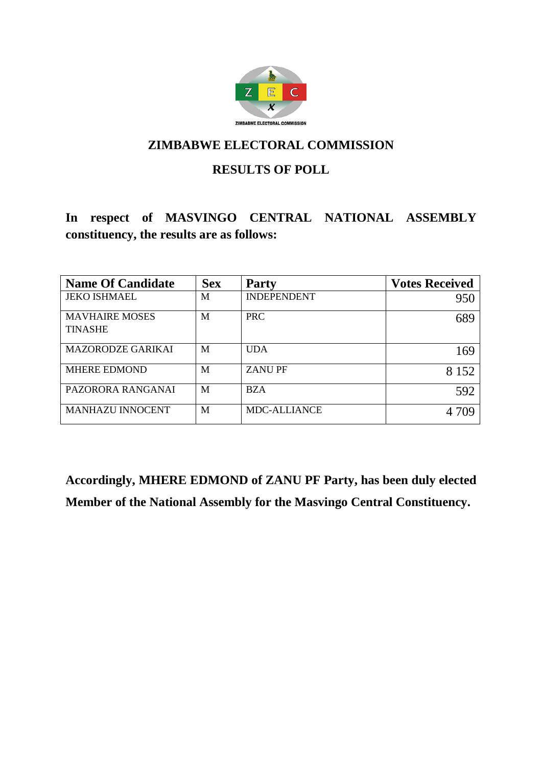## ZIMBABWE ELECTORAL COMMISSION

## RESULTS OF POLL

**In respect of MASVINGO CENTRAL NATIONAL ASSEMBLY constituency, the results are as follows:**

| Name Of Candidate | Sex | Party | Votes Received |
|---|---|---|---|
| JEKO ISHMAEL | M | INDEPENDENT | 950 |
| MAVHAIRE MOSES TINASHE | M | PRC | 689 |
| MAZORODZE GARIKAI | M | UDA | 169 |
| MHERE EDMOND | M | ZANU PF | 8 152 |
| PAZORORA RANGANAI | M | BZA | 592 |
| MANHAZU INNOCENT | M | MDC-ALLIANCE | 4 709 |

**Accordingly, MHERE EDMOND of ZANU PF Party, has been duly elected Member of the National Assembly for the Masvingo Central Constituency.**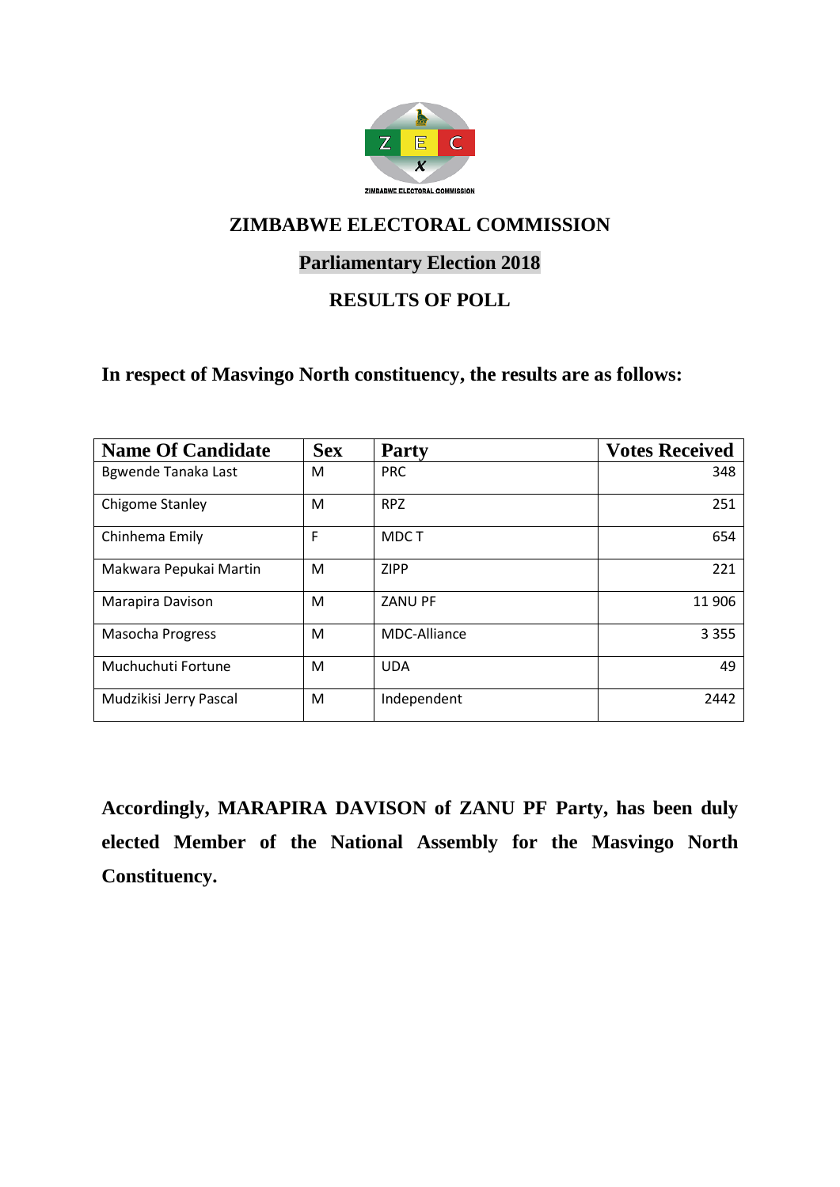# ZIMBABWE ELECTORAL COMMISSION

## Parliamentary Election 2018

## RESULTS OF POLL

**In respect of Masvingo North constituency, the results are as follows:**

| Name Of Candidate | Sex | Party | Votes Received |
|---|---|---|---|
| Bgwende Tanaka Last | M | PRC | 348 |
| Chigome Stanley | M | RPZ | 251 |
| Chinhema Emily | F | MDC T | 654 |
| Makwara Pepukai Martin | M | ZIPP | 221 |
| Marapira Davison | M | ZANU PF | 11 906 |
| Masocha Progress | M | MDC-Alliance | 3 355 |
| Muchuchuti Fortune | M | UDA | 49 |
| Mudzikisi Jerry Pascal | M | Independent | 2442 |

**Accordingly, MARAPIRA DAVISON of ZANU PF Party, has been duly elected Member of the National Assembly for the Masvingo North Constituency.**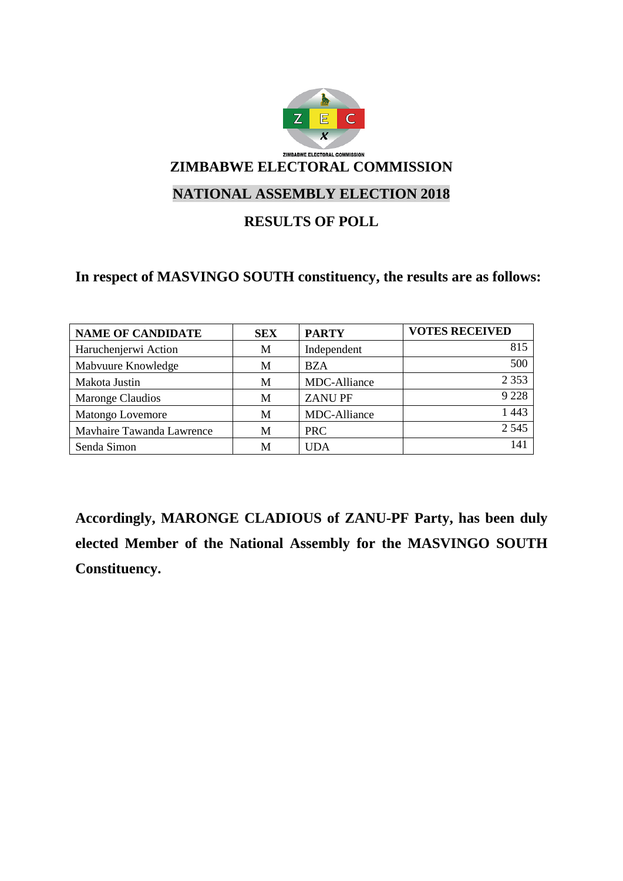ZIMBABWE ELECTORAL COMMISSION

# ZIMBABWE ELECTORAL COMMISSION

## NATIONAL ASSEMBLY ELECTION 2018

## RESULTS OF POLL

**In respect of MASVINGO SOUTH constituency, the results are as follows:**

| NAME OF CANDIDATE | SEX | PARTY | VOTES RECEIVED |
|---|---|---|---|
| Haruchenjerwi Action | M | Independent | 815 |
| Mabvuure Knowledge | M | BZA | 500 |
| Makota Justin | M | MDC-Alliance | 2 353 |
| Maronge Claudios | M | ZANU PF | 9 228 |
| Matongo Lovemore | M | MDC-Alliance | 1 443 |
| Mavhaire Tawanda Lawrence | M | PRC | 2 545 |
| Senda Simon | M | UDA | 141 |

**Accordingly, MARONGE CLADIOUS of ZANU-PF Party, has been duly elected Member of the National Assembly for the MASVINGO SOUTH Constituency.**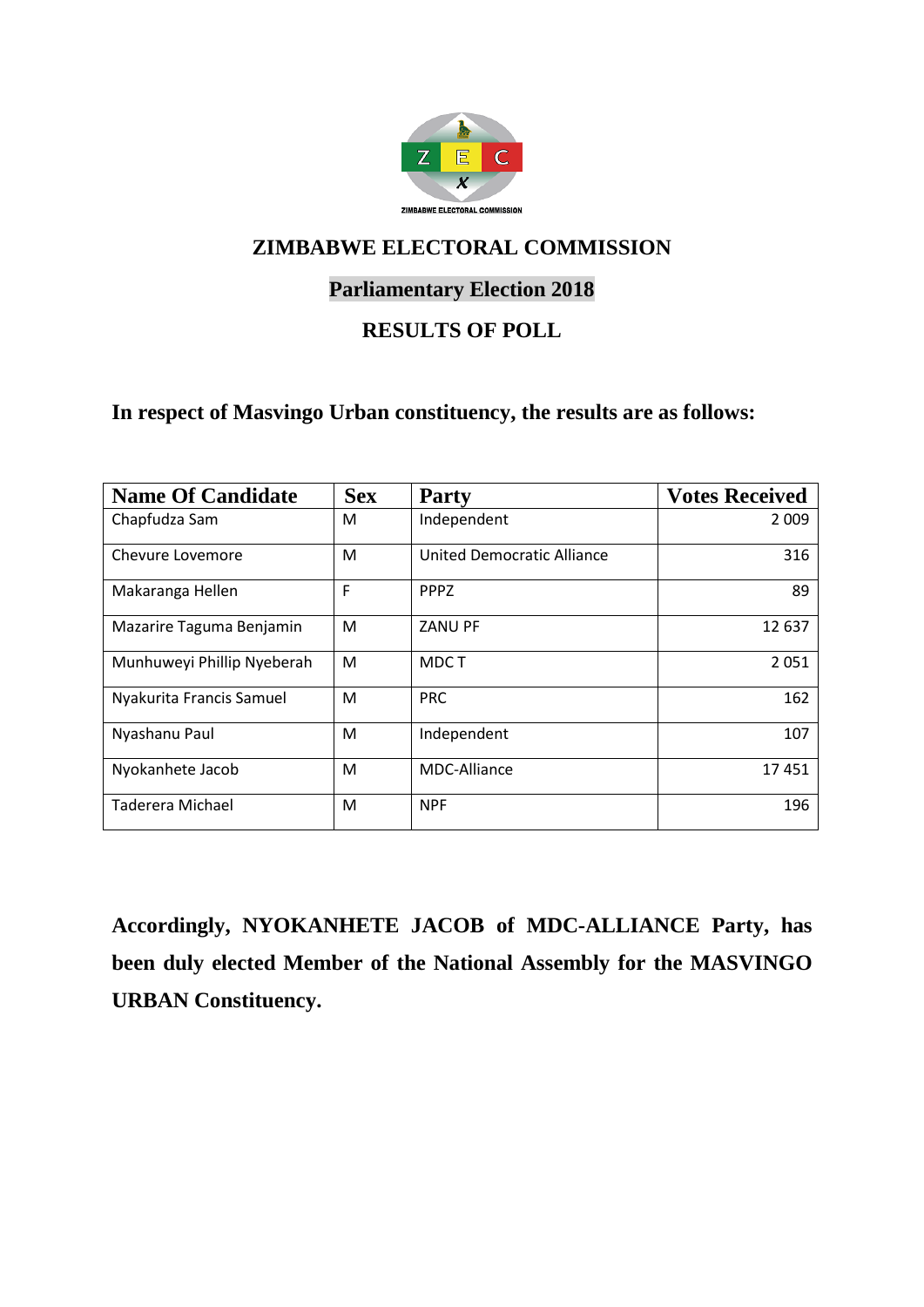# ZIMBABWE ELECTORAL COMMISSION

## Parliamentary Election 2018

## RESULTS OF POLL

**In respect of Masvingo Urban constituency, the results are as follows:**

| Name Of Candidate | Sex | Party | Votes Received |
|---|---|---|---|
| Chapfudza Sam | M | Independent | 2 009 |
| Chevure Lovemore | M | United Democratic Alliance | 316 |
| Makaranga Hellen | F | PPPZ | 89 |
| Mazarire Taguma Benjamin | M | ZANU PF | 12 637 |
| Munhuweyi Phillip Nyeberah | M | MDC T | 2 051 |
| Nyakurita Francis Samuel | M | PRC | 162 |
| Nyashanu Paul | M | Independent | 107 |
| Nyokanhete Jacob | M | MDC-Alliance | 17 451 |
| Taderera Michael | M | NPF | 196 |

**Accordingly, NYOKANHETE JACOB of MDC-ALLIANCE Party, has been duly elected Member of the National Assembly for the MASVINGO URBAN Constituency.**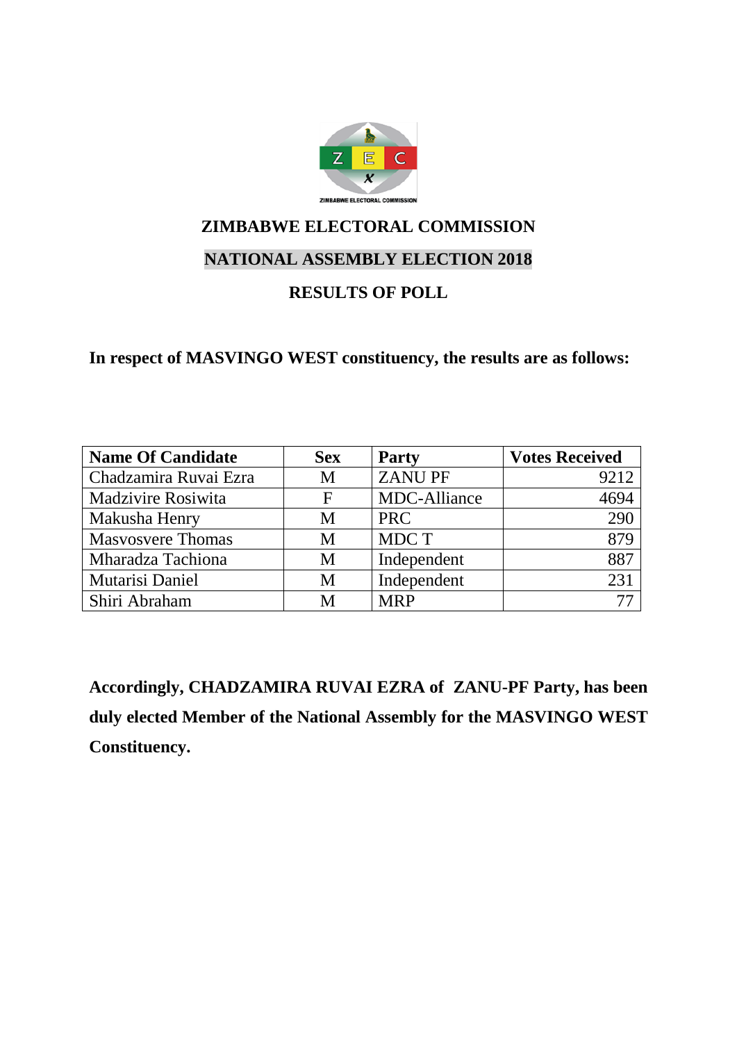ZIMBABWE ELECTORAL COMMISSION

# ZIMBABWE ELECTORAL COMMISSION

## NATIONAL ASSEMBLY ELECTION 2018

## RESULTS OF POLL

**In respect of MASVINGO WEST constituency, the results are as follows:**

| Name Of Candidate | Sex | Party | Votes Received |
|---|---|---|---|
| Chadzamira Ruvai Ezra | M | ZANU PF | 9212 |
| Madzivire Rosiwita | F | MDC-Alliance | 4694 |
| Makusha Henry | M | PRC | 290 |
| Masvosvere Thomas | M | MDC T | 879 |
| Mharadza Tachiona | M | Independent | 887 |
| Mutarisi Daniel | M | Independent | 231 |
| Shiri Abraham | M | MRP | 77 |

**Accordingly, CHADZAMIRA RUVAI EZRA of ZANU-PF Party, has been duly elected Member of the National Assembly for the MASVINGO WEST Constituency.**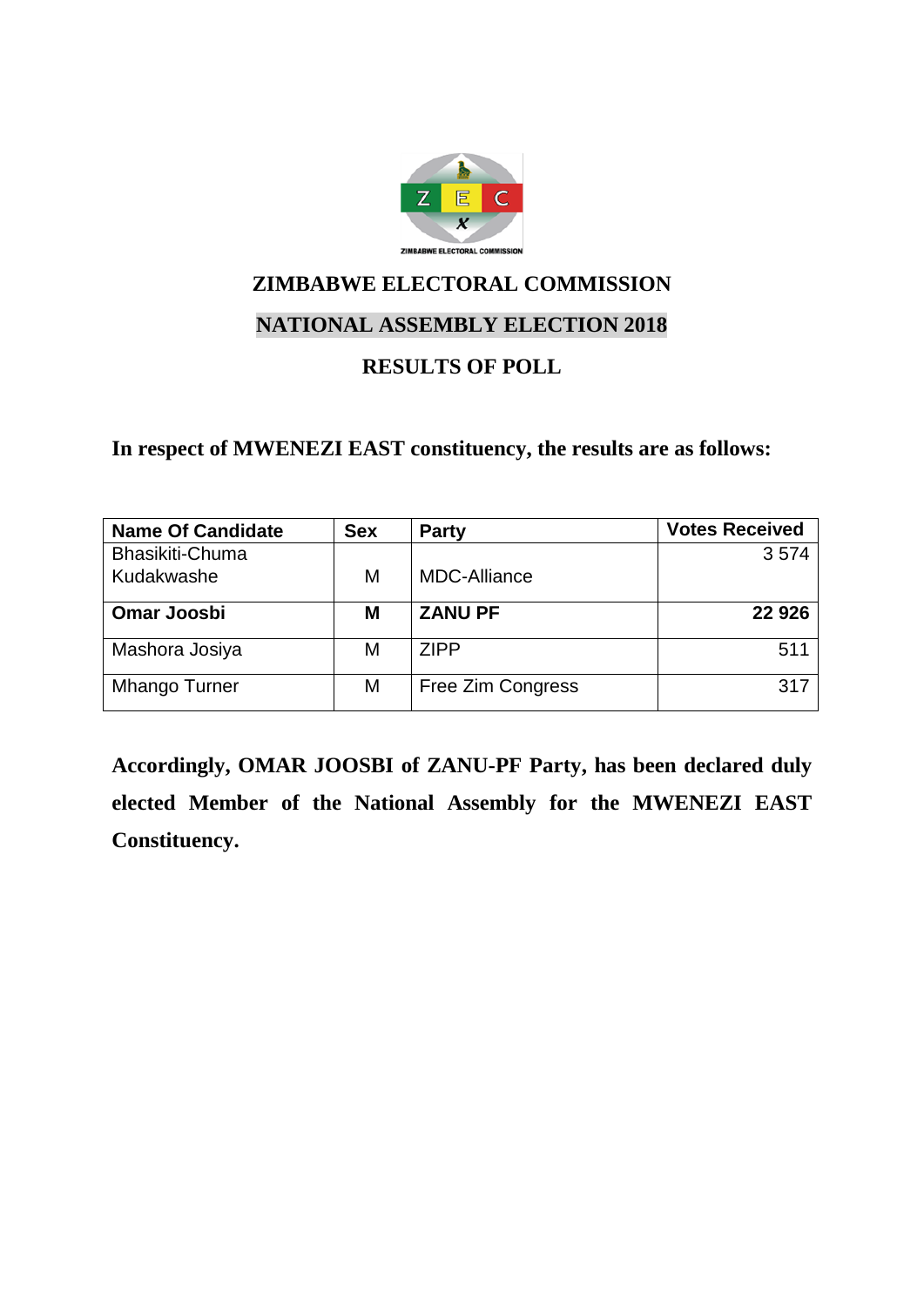# ZIMBABWE ELECTORAL COMMISSION

## NATIONAL ASSEMBLY ELECTION 2018

## RESULTS OF POLL

**In respect of MWENEZI EAST constituency, the results are as follows:**

| Name Of Candidate | Sex | Party | Votes Received |
|---|---|---|---|
| Bhasikiti-Chuma Kudakwashe | M | MDC-Alliance | 3 574 |
| **Omar Joosbi** | **M** | **ZANU PF** | **22 926** |
| Mashora Josiya | M | ZIPP | 511 |
| Mhango Turner | M | Free Zim Congress | 317 |

**Accordingly, OMAR JOOSBI of ZANU-PF Party, has been declared duly elected Member of the National Assembly for the MWENEZI EAST Constituency.**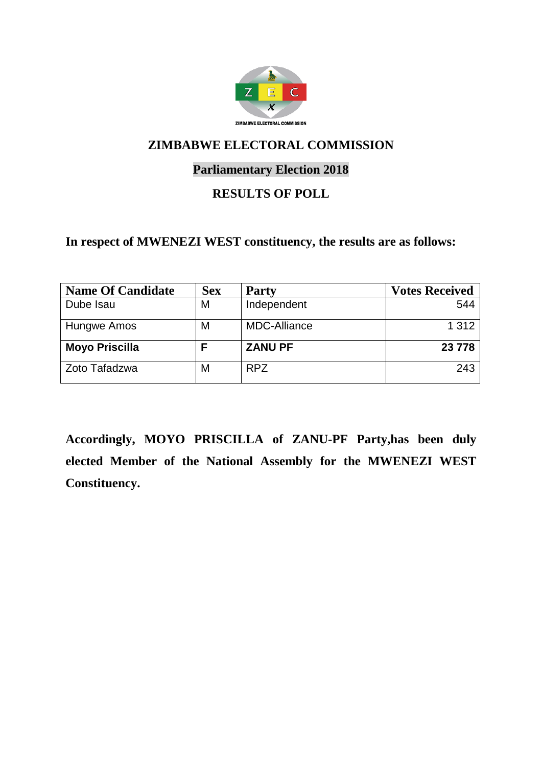ZIMBABWE ELECTORAL COMMISSION

# ZIMBABWE ELECTORAL COMMISSION

## Parliamentary Election 2018

## RESULTS OF POLL

**In respect of MWENEZI WEST constituency, the results are as follows:**

| Name Of Candidate | Sex | Party | Votes Received |
|---|---|---|---|
| Dube Isau | M | Independent | 544 |
| Hungwe Amos | M | MDC-Alliance | 1 312 |
| **Moyo Priscilla** | **F** | **ZANU PF** | **23 778** |
| Zoto Tafadzwa | M | RPZ | 243 |

**Accordingly, MOYO PRISCILLA of ZANU-PF Party,has been duly elected Member of the National Assembly for the MWENEZI WEST Constituency.**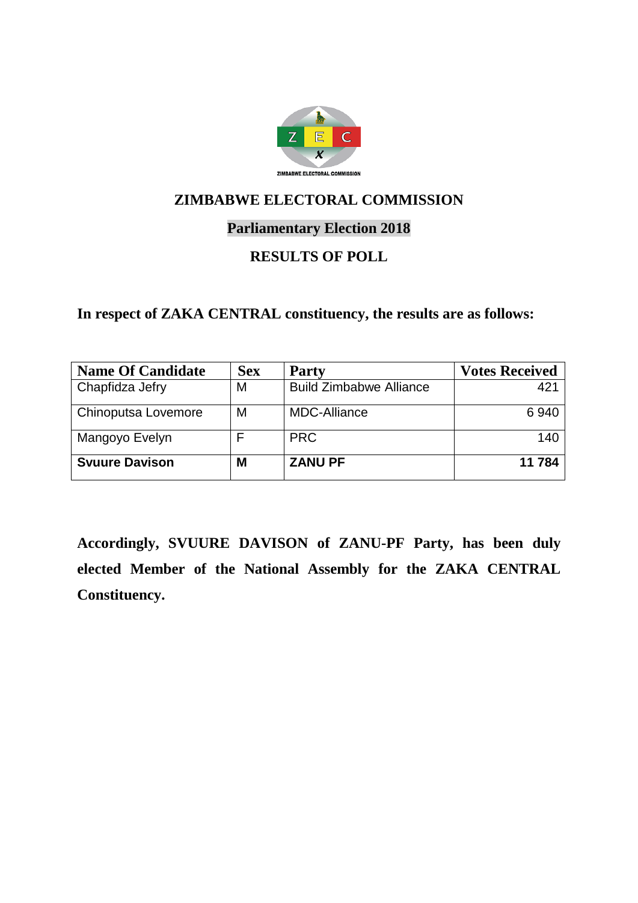# ZIMBABWE ELECTORAL COMMISSION

## Parliamentary Election 2018

## RESULTS OF POLL

**In respect of ZAKA CENTRAL constituency, the results are as follows:**

| Name Of Candidate | Sex | Party | Votes Received |
|---|---|---|---|
| Chapfidza Jefry | M | Build Zimbabwe Alliance | 421 |
| Chinoputsa Lovemore | M | MDC-Alliance | 6 940 |
| Mangoyo Evelyn | F | PRC | 140 |
| **Svuure Davison** | **M** | **ZANU PF** | **11 784** |

**Accordingly, SVUURE DAVISON of ZANU-PF Party, has been duly elected Member of the National Assembly for the ZAKA CENTRAL Constituency.**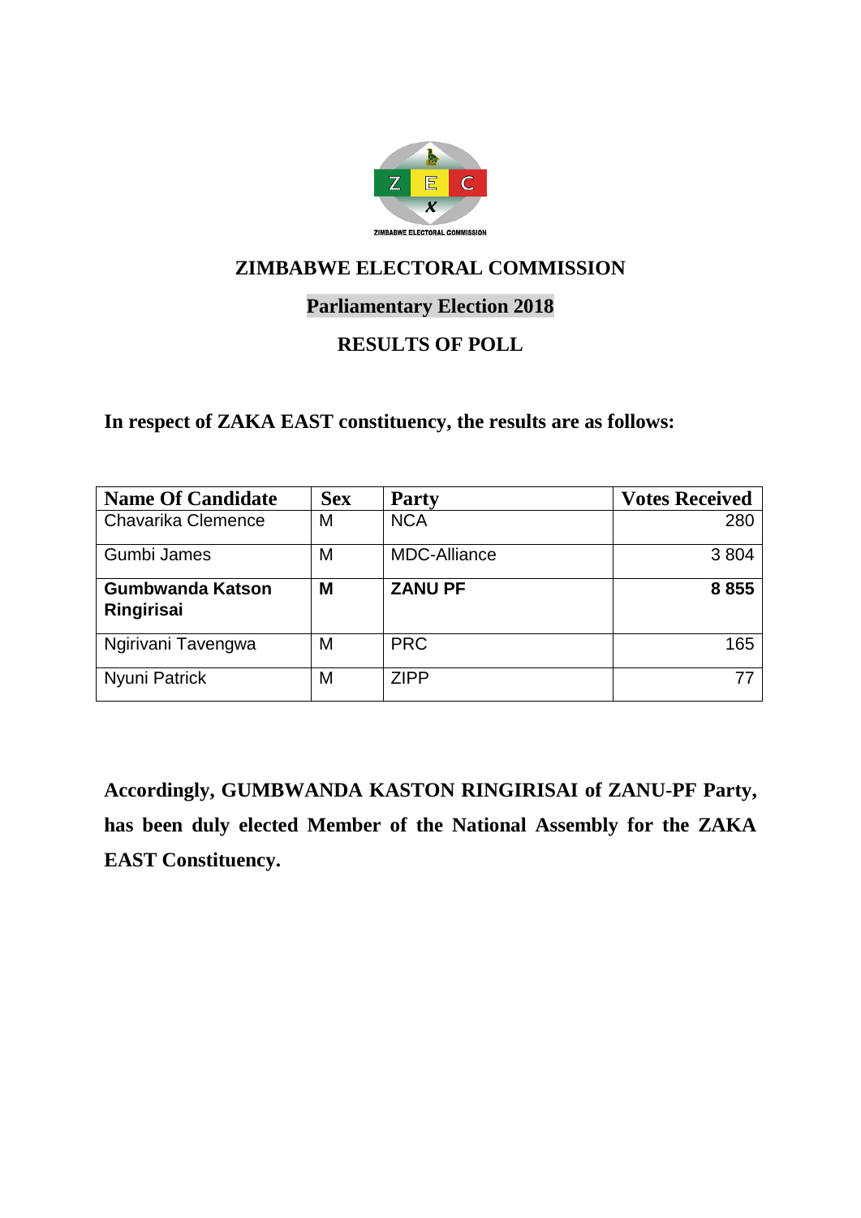ZIMBABWE ELECTORAL COMMISSION

# ZIMBABWE ELECTORAL COMMISSION

## Parliamentary Election 2018

## RESULTS OF POLL

**In respect of ZAKA EAST constituency, the results are as follows:**

| Name Of Candidate | Sex | Party | Votes Received |
|---|---|---|---|
| Chavarika Clemence | M | NCA | 280 |
| Gumbi James | M | MDC-Alliance | 3 804 |
| **Gumbwanda Katson Ringirisai** | **M** | **ZANU PF** | **8 855** |
| Ngirivani Tavengwa | M | PRC | 165 |
| Nyuni Patrick | M | ZIPP | 77 |

**Accordingly, GUMBWANDA KASTON RINGIRISAI of ZANU-PF Party, has been duly elected Member of the National Assembly for the ZAKA EAST Constituency.**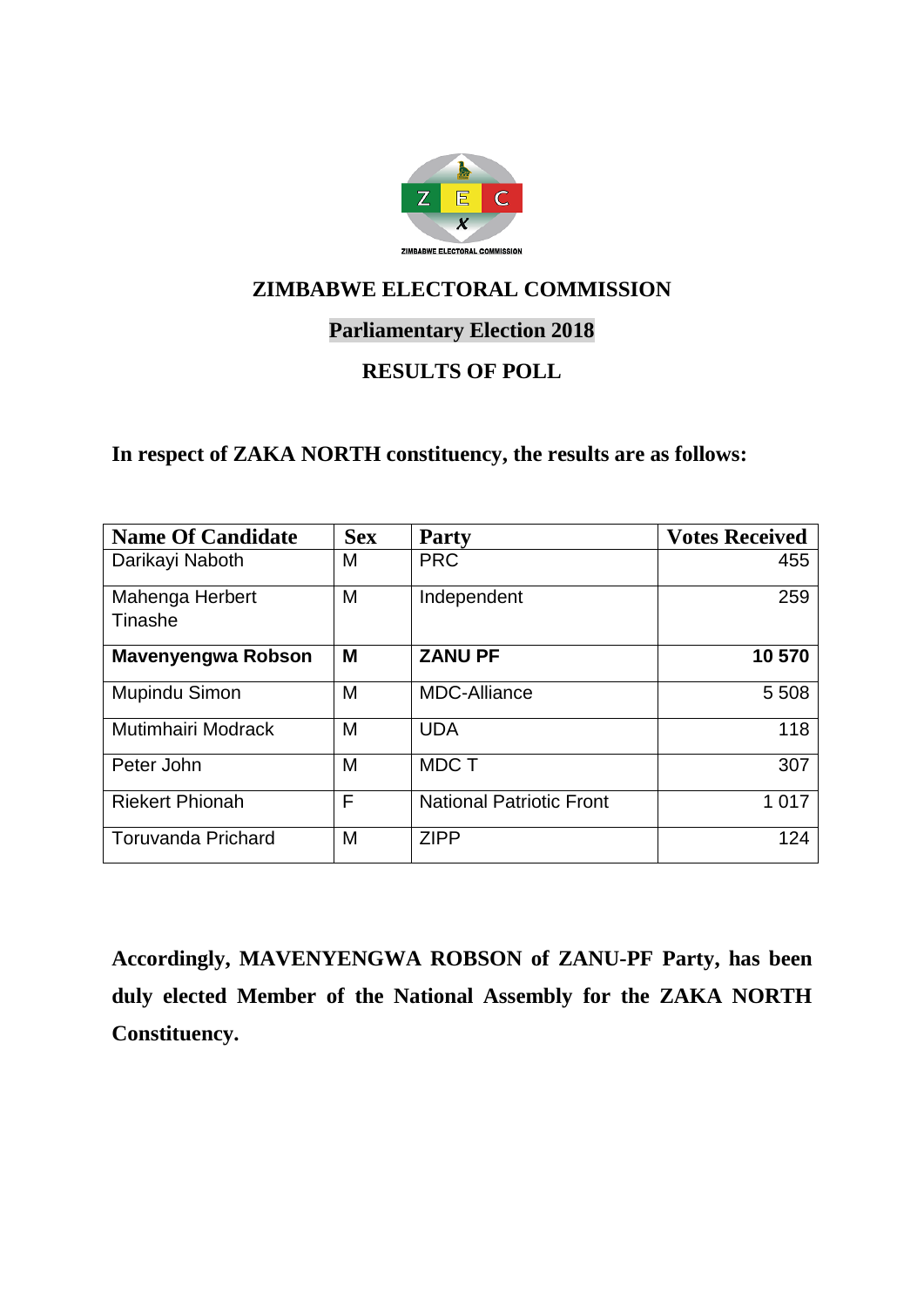# ZIMBABWE ELECTORAL COMMISSION

## Parliamentary Election 2018

## RESULTS OF POLL

**In respect of ZAKA NORTH constituency, the results are as follows:**

| Name Of Candidate | Sex | Party | Votes Received |
|---|---|---|---|
| Darikayi Naboth | M | PRC | 455 |
| Mahenga Herbert Tinashe | M | Independent | 259 |
| **Mavenyengwa Robson** | **M** | **ZANU PF** | **10 570** |
| Mupindu Simon | M | MDC-Alliance | 5 508 |
| Mutimhairi Modrack | M | UDA | 118 |
| Peter John | M | MDC T | 307 |
| Riekert Phionah | F | National Patriotic Front | 1 017 |
| Toruvanda Prichard | M | ZIPP | 124 |

**Accordingly, MAVENYENGWA ROBSON of ZANU-PF Party, has been duly elected Member of the National Assembly for the ZAKA NORTH Constituency.**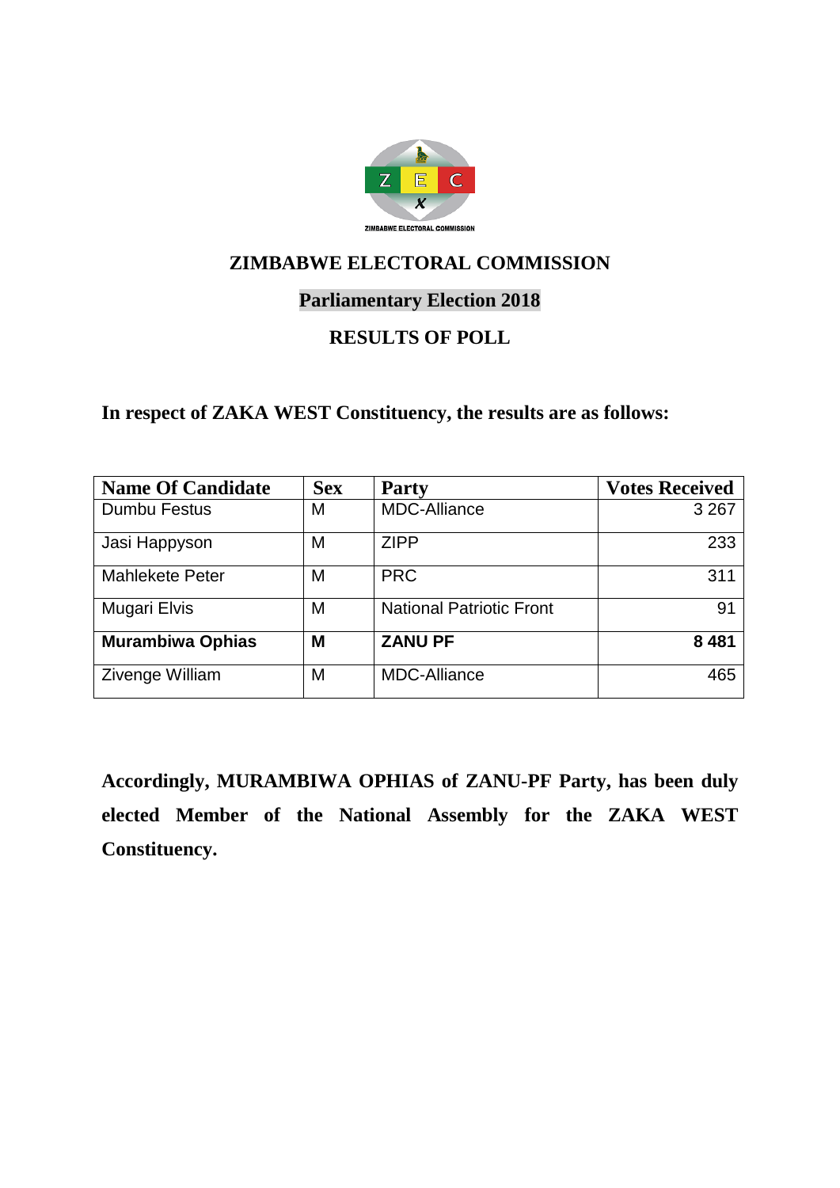ZIMBABWE ELECTORAL COMMISSION

# ZIMBABWE ELECTORAL COMMISSION

## Parliamentary Election 2018

## RESULTS OF POLL

**In respect of ZAKA WEST Constituency, the results are as follows:**

| Name Of Candidate | Sex | Party | Votes Received |
|---|---|---|---|
| Dumbu Festus | M | MDC-Alliance | 3 267 |
| Jasi Happyson | M | ZIPP | 233 |
| Mahlekete Peter | M | PRC | 311 |
| Mugari Elvis | M | National Patriotic Front | 91 |
| **Murambiwa Ophias** | **M** | **ZANU PF** | **8 481** |
| Zivenge William | M | MDC-Alliance | 465 |

**Accordingly, MURAMBIWA OPHIAS of ZANU-PF Party, has been duly elected Member of the National Assembly for the ZAKA WEST Constituency.**